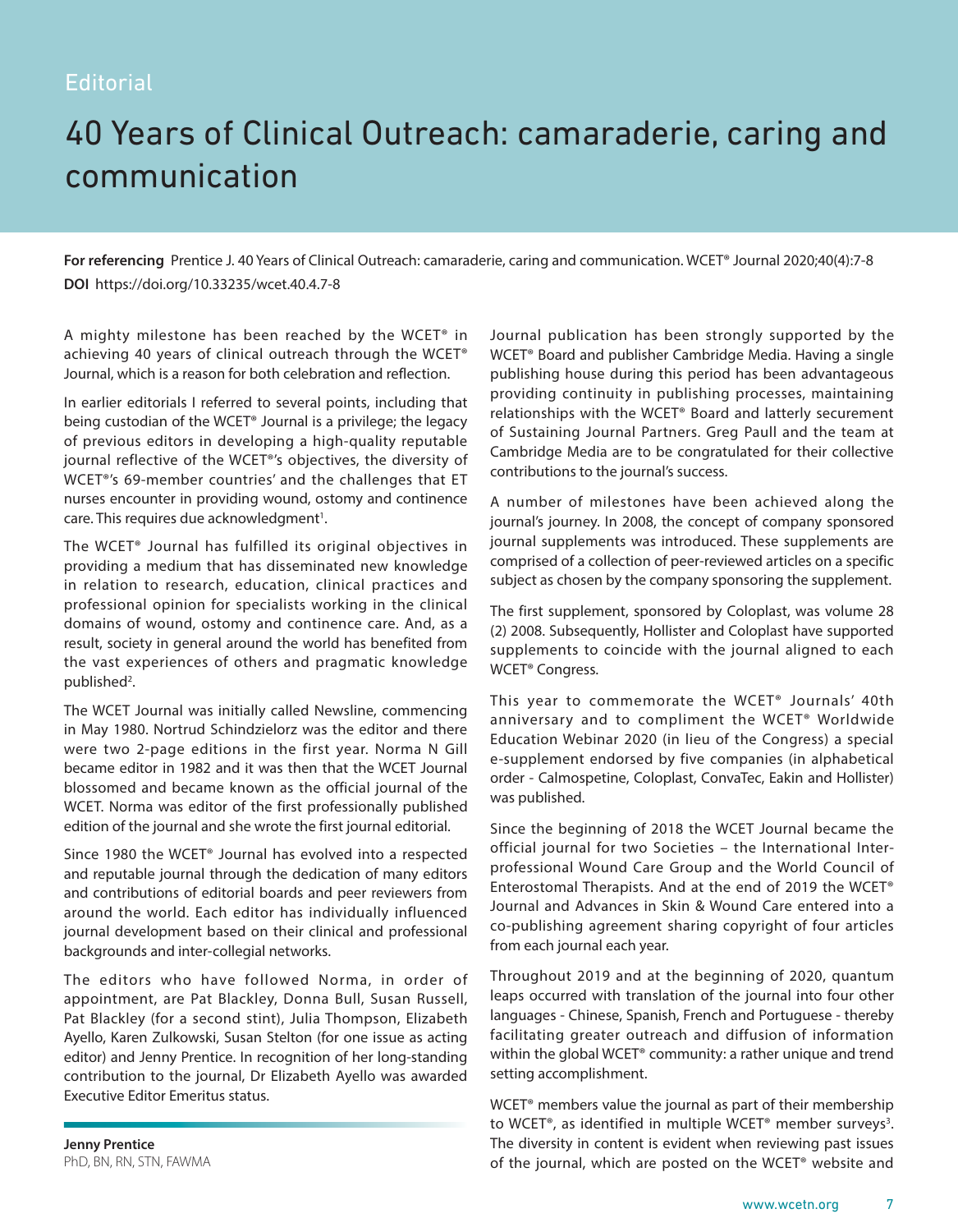Editorial

# 40 Years of Clinical Outreach: camaraderie, caring and communication

**For referencing** Prentice J. 40 Years of Clinical Outreach: camaraderie, caring and communication. WCET® Journal 2020;40(4):7-8

**DOI** https://doi.org/10.33235/wcet.40.4.7-8

A mighty milestone has been reached by the WCET® in achieving 40 years of clinical outreach through the WCET® Journal, which is a reason for both celebration and reflection.

In earlier editorials I referred to several points, including that being custodian of the WCET® Journal is a privilege; the legacy of previous editors in developing a high-quality reputable journal reflective of the WCET®'s objectives, the diversity of WCET®'s 69-member countries' and the challenges that ET nurses encounter in providing wound, ostomy and continence care. This requires due acknowledgment[1].

The WCET® Journal has fulfilled its original objectives in providing a medium that has disseminated new knowledge in relation to research, education, clinical practices and professional opinion for specialists working in the clinical domains of wound, ostomy and continence care. And, as a result, society in general around the world has benefited from the vast experiences of others and pragmatic knowledge published[2].

The WCET Journal was initially called Newsline, commencing in May 1980. Nortrud Schindzielorz was the editor and there were two 2-page editions in the first year. Norma N Gill became editor in 1982 and it was then that the WCET Journal blossomed and became known as the official journal of the WCET. Norma was editor of the first professionally published edition of the journal and she wrote the first journal editorial.

Since 1980 the WCET® Journal has evolved into a respected and reputable journal through the dedication of many editors and contributions of editorial boards and peer reviewers from around the world. Each editor has individually influenced journal development based on their clinical and professional backgrounds and inter-collegial networks.

The editors who have followed Norma, in order of appointment, are Pat Blackley, Donna Bull, Susan Russell, Pat Blackley (for a second stint), Julia Thompson, Elizabeth Ayello, Karen Zulkowski, Susan Stelton (for one issue as acting editor) and Jenny Prentice. In recognition of her long-standing contribution to the journal, Dr Elizabeth Ayello was awarded Executive Editor Emeritus status.

**Jenny Prentice**
PhD, BN, RN, STN, FAWMA

Journal publication has been strongly supported by the WCET® Board and publisher Cambridge Media. Having a single publishing house during this period has been advantageous providing continuity in publishing processes, maintaining relationships with the WCET® Board and latterly securement of Sustaining Journal Partners. Greg Paull and the team at Cambridge Media are to be congratulated for their collective contributions to the journal's success.

A number of milestones have been achieved along the journal's journey. In 2008, the concept of company sponsored journal supplements was introduced. These supplements are comprised of a collection of peer-reviewed articles on a specific subject as chosen by the company sponsoring the supplement.

The first supplement, sponsored by Coloplast, was volume 28 (2) 2008. Subsequently, Hollister and Coloplast have supported supplements to coincide with the journal aligned to each WCET® Congress.

This year to commemorate the WCET® Journals' 40th anniversary and to compliment the WCET® Worldwide Education Webinar 2020 (in lieu of the Congress) a special e-supplement endorsed by five companies (in alphabetical order - Calmospetine, Coloplast, ConvaTec, Eakin and Hollister) was published.

Since the beginning of 2018 the WCET Journal became the official journal for two Societies – the International Inter-professional Wound Care Group and the World Council of Enterostomal Therapists. And at the end of 2019 the WCET® Journal and Advances in Skin & Wound Care entered into a co-publishing agreement sharing copyright of four articles from each journal each year.

Throughout 2019 and at the beginning of 2020, quantum leaps occurred with translation of the journal into four other languages - Chinese, Spanish, French and Portuguese - thereby facilitating greater outreach and diffusion of information within the global WCET® community: a rather unique and trend setting accomplishment.

WCET® members value the journal as part of their membership to WCET®, as identified in multiple WCET® member surveys[3]. The diversity in content is evident when reviewing past issues of the journal, which are posted on the WCET® website and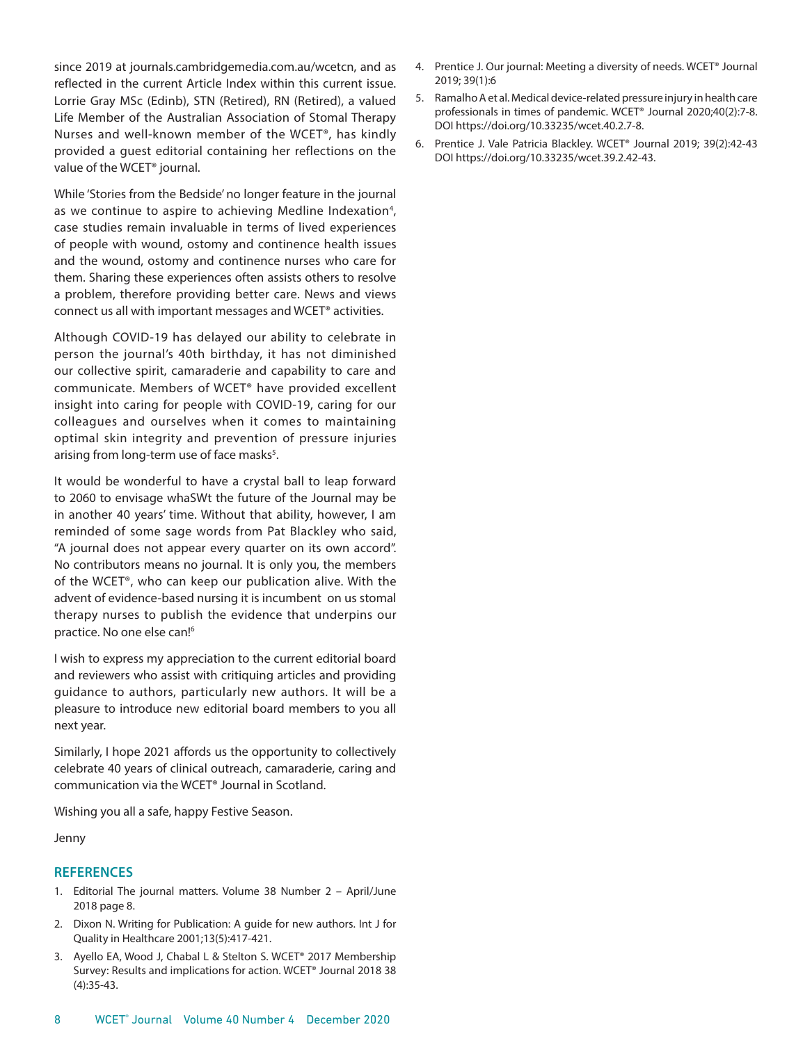since 2019 at journals.cambridgemedia.com.au/wcetcn, and as reflected in the current Article Index within this current issue. Lorrie Gray MSc (Edinb), STN (Retired), RN (Retired), a valued Life Member of the Australian Association of Stomal Therapy Nurses and well-known member of the WCET®, has kindly provided a guest editorial containing her reflections on the value of the WCET® journal.

While 'Stories from the Bedside' no longer feature in the journal as we continue to aspire to achieving Medline Indexation[4], case studies remain invaluable in terms of lived experiences of people with wound, ostomy and continence health issues and the wound, ostomy and continence nurses who care for them. Sharing these experiences often assists others to resolve a problem, therefore providing better care. News and views connect us all with important messages and WCET® activities.

Although COVID-19 has delayed our ability to celebrate in person the journal's 40th birthday, it has not diminished our collective spirit, camaraderie and capability to care and communicate. Members of WCET® have provided excellent insight into caring for people with COVID-19, caring for our colleagues and ourselves when it comes to maintaining optimal skin integrity and prevention of pressure injuries arising from long-term use of face masks[5].

It would be wonderful to have a crystal ball to leap forward to 2060 to envisage whaSWt the future of the Journal may be in another 40 years' time. Without that ability, however, I am reminded of some sage words from Pat Blackley who said, "A journal does not appear every quarter on its own accord". No contributors means no journal. It is only you, the members of the WCET®, who can keep our publication alive. With the advent of evidence-based nursing it is incumbent on us stomal therapy nurses to publish the evidence that underpins our practice. No one else can![6]

I wish to express my appreciation to the current editorial board and reviewers who assist with critiquing articles and providing guidance to authors, particularly new authors. It will be a pleasure to introduce new editorial board members to you all next year.

Similarly, I hope 2021 affords us the opportunity to collectively celebrate 40 years of clinical outreach, camaraderie, caring and communication via the WCET® Journal in Scotland.

Wishing you all a safe, happy Festive Season.

Jenny

## REFERENCES

1. Editorial The journal matters. Volume 38 Number 2 – April/June 2018 page 8.
2. Dixon N. Writing for Publication: A guide for new authors. Int J for Quality in Healthcare 2001;13(5):417-421.
3. Ayello EA, Wood J, Chabal L & Stelton S. WCET® 2017 Membership Survey: Results and implications for action. WCET® Journal 2018 38 (4):35-43.
4. Prentice J. Our journal: Meeting a diversity of needs. WCET® Journal 2019; 39(1):6
5. Ramalho A et al. Medical device-related pressure injury in health care professionals in times of pandemic. WCET® Journal 2020;40(2):7-8. DOI https://doi.org/10.33235/wcet.40.2.7-8.
6. Prentice J. Vale Patricia Blackley. WCET® Journal 2019; 39(2):42-43 DOI https://doi.org/10.33235/wcet.39.2.42-43.